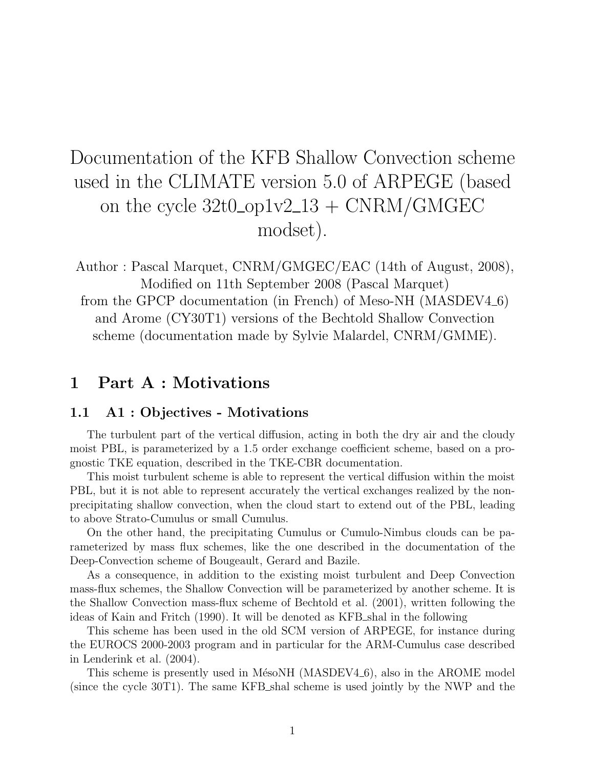# Documentation of the KFB Shallow Convection scheme used in the CLIMATE version 5.0 of ARPEGE (based on the cycle 32t0_op1v2_13 + CNRM/GMGEC modset).

Author : Pascal Marquet, CNRM/GMGEC/EAC (14th of August, 2008),
Modified on 11th September 2008 (Pascal Marquet)
from the GPCP documentation (in French) of Meso-NH (MASDEV4_6) and Arome (CY30T1) versions of the Bechtold Shallow Convection scheme (documentation made by Sylvie Malardel, CNRM/GMME).

## 1 Part A : Motivations

### 1.1 A1 : Objectives - Motivations

The turbulent part of the vertical diffusion, acting in both the dry air and the cloudy moist PBL, is parameterized by a 1.5 order exchange coefficient scheme, based on a prognostic TKE equation, described in the TKE-CBR documentation.

This moist turbulent scheme is able to represent the vertical diffusion within the moist PBL, but it is not able to represent accurately the vertical exchanges realized by the non-precipitating shallow convection, when the cloud start to extend out of the PBL, leading to above Strato-Cumulus or small Cumulus.

On the other hand, the precipitating Cumulus or Cumulo-Nimbus clouds can be parameterized by mass flux schemes, like the one described in the documentation of the Deep-Convection scheme of Bougeault, Gerard and Bazile.

As a consequence, in addition to the existing moist turbulent and Deep Convection mass-flux schemes, the Shallow Convection will be parameterized by another scheme. It is the Shallow Convection mass-flux scheme of Bechtold et al. (2001), written following the ideas of Kain and Fritch (1990). It will be denoted as KFB_shal in the following

This scheme has been used in the old SCM version of ARPEGE, for instance during the EUROCS 2000-2003 program and in particular for the ARM-Cumulus case described in Lenderink et al. (2004).

This scheme is presently used in MésoNH (MASDEV4_6), also in the AROME model (since the cycle 30T1). The same KFB_shal scheme is used jointly by the NWP and the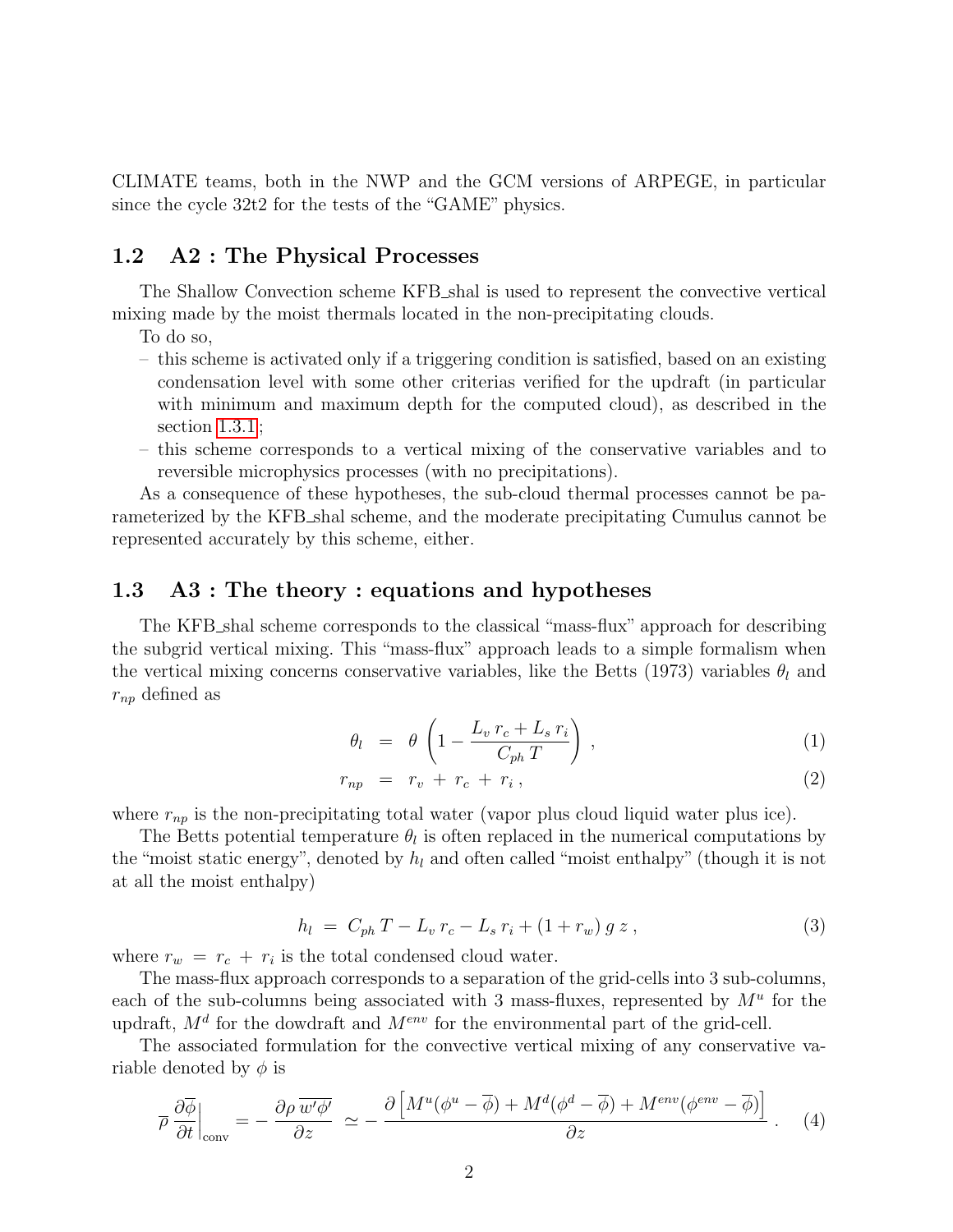CLIMATE teams, both in the NWP and the GCM versions of ARPEGE, in particular since the cycle 32t2 for the tests of the "GAME" physics.

## 1.2 A2 : The Physical Processes

The Shallow Convection scheme KFB_shal is used to represent the convective vertical mixing made by the moist thermals located in the non-precipitating clouds.

To do so,

- this scheme is activated only if a triggering condition is satisfied, based on an existing condensation level with some other criterias verified for the updraft (in particular with minimum and maximum depth for the computed cloud), as described in the section 1.3.1;
- this scheme corresponds to a vertical mixing of the conservative variables and to reversible microphysics processes (with no precipitations).

As a consequence of these hypotheses, the sub-cloud thermal processes cannot be parameterized by the KFB_shal scheme, and the moderate precipitating Cumulus cannot be represented accurately by this scheme, either.

## 1.3 A3 : The theory : equations and hypotheses

The KFB_shal scheme corresponds to the classical "mass-flux" approach for describing the subgrid vertical mixing. This "mass-flux" approach leads to a simple formalism when the vertical mixing concerns conservative variables, like the Betts (1973) variables $\theta_l$ and $r_{np}$ defined as

$$\theta_l \;=\; \theta \left( 1 - \frac{L_v\, r_c + L_s\, r_i}{C_{ph}\, T} \right) , \tag{1}$$

$$r_{np} \;=\; r_v \,+\, r_c \,+\, r_i \, , \tag{2}$$

where $r_{np}$ is the non-precipitating total water (vapor plus cloud liquid water plus ice).

The Betts potential temperature $\theta_l$ is often replaced in the numerical computations by the "moist static energy", denoted by $h_l$ and often called "moist enthalpy" (though it is not at all the moist enthalpy)

$$h_l \;=\; C_{ph}\, T - L_v\, r_c - L_s\, r_i + (1 + r_w)\, g\, z \, , \tag{3}$$

where $r_w \,=\, r_c \,+\, r_i$ is the total condensed cloud water.

The mass-flux approach corresponds to a separation of the grid-cells into 3 sub-columns, each of the sub-columns being associated with 3 mass-fluxes, represented by $M^u$ for the updraft, $M^d$ for the dowdraft and $M^{env}$ for the environmental part of the grid-cell.

The associated formulation for the convective vertical mixing of any conservative variable denoted by $\phi$ is

$$\overline{\rho}\, \frac{\partial \overline{\phi}}{\partial t}\bigg|_{\text{conv}} = - \,\frac{\partial \rho\, \overline{w'\phi'}}{\partial z} \;\simeq - \,\frac{\partial \left[ M^u(\phi^u - \overline{\phi}) + M^d(\phi^d - \overline{\phi}) + M^{env}(\phi^{env} - \overline{\phi}) \right]}{\partial z} \, . \tag{4}$$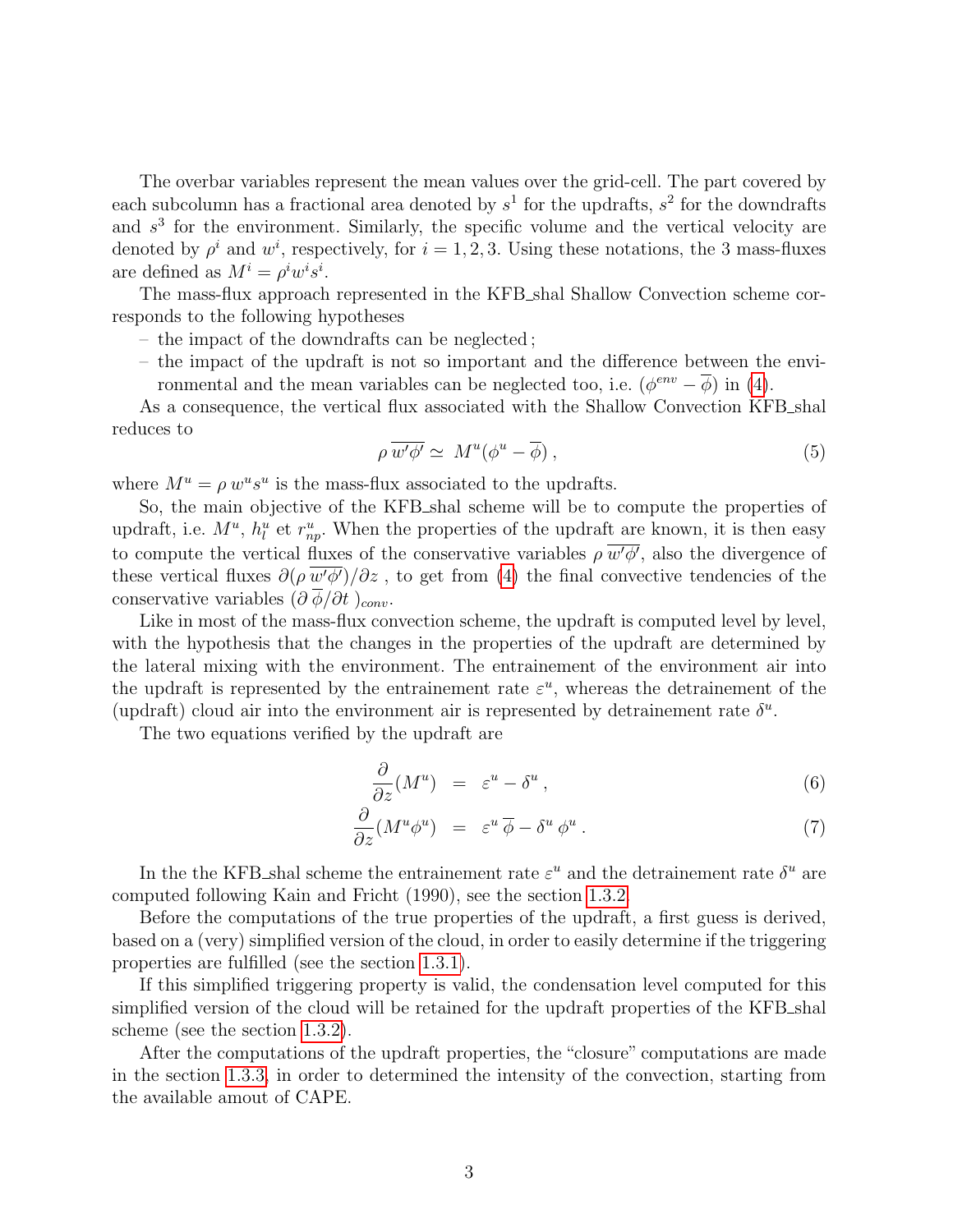The overbar variables represent the mean values over the grid-cell. The part covered by each subcolumn has a fractional area denoted by $s^1$ for the updrafts, $s^2$ for the downdrafts and $s^3$ for the environment. Similarly, the specific volume and the vertical velocity are denoted by $\rho^i$ and $w^i$, respectively, for $i = 1, 2, 3$. Using these notations, the 3 mass-fluxes are defined as $M^i = \rho^i w^i s^i$.

The mass-flux approach represented in the KFB_shal Shallow Convection scheme corresponds to the following hypotheses

- the impact of the downdrafts can be neglected;
- the impact of the updraft is not so important and the difference between the environmental and the mean variables can be neglected too, i.e. $(\phi^{env} - \overline{\phi})$ in (4).

As a consequence, the vertical flux associated with the Shallow Convection KFB_shal reduces to

$$\rho\, \overline{w'\phi'} \simeq \; M^u(\phi^u - \overline{\phi})\,, \tag{5}$$

where $M^u = \rho\, w^u s^u$ is the mass-flux associated to the updrafts.

So, the main objective of the KFB_shal scheme will be to compute the properties of updraft, i.e. $M^u$, $h_l^u$ et $r_{np}^u$. When the properties of the updraft are known, it is then easy to compute the vertical fluxes of the conservative variables $\rho\, \overline{w'\phi'}$, also the divergence of these vertical fluxes $\partial(\rho\, \overline{w'\phi'})/\partial z$ , to get from (4) the final convective tendencies of the conservative variables $(\partial\, \overline{\phi}/\partial t\,)_{conv}$.

Like in most of the mass-flux convection scheme, the updraft is computed level by level, with the hypothesis that the changes in the properties of the updraft are determined by the lateral mixing with the environment. The entrainement of the environment air into the updraft is represented by the entrainement rate $\varepsilon^u$, whereas the detrainement of the (updraft) cloud air into the environment air is represented by detrainement rate $\delta^u$.

The two equations verified by the updraft are

$$\frac{\partial}{\partial z}(M^u) \;\; = \;\; \varepsilon^u - \delta^u\,, \tag{6}$$

$$\frac{\partial}{\partial z}(M^u \phi^u) \;\; = \;\; \varepsilon^u\, \overline{\phi} - \delta^u\, \phi^u\,. \tag{7}$$

In the the KFB_shal scheme the entrainement rate $\varepsilon^u$ and the detrainement rate $\delta^u$ are computed following Kain and Fricht (1990), see the section 1.3.2.

Before the computations of the true properties of the updraft, a first guess is derived, based on a (very) simplified version of the cloud, in order to easily determine if the triggering properties are fulfilled (see the section 1.3.1).

If this simplified triggering property is valid, the condensation level computed for this simplified version of the cloud will be retained for the updraft properties of the KFB_shal scheme (see the section 1.3.2).

After the computations of the updraft properties, the "closure" computations are made in the section 1.3.3, in order to determined the intensity of the convection, starting from the available amount of CAPE.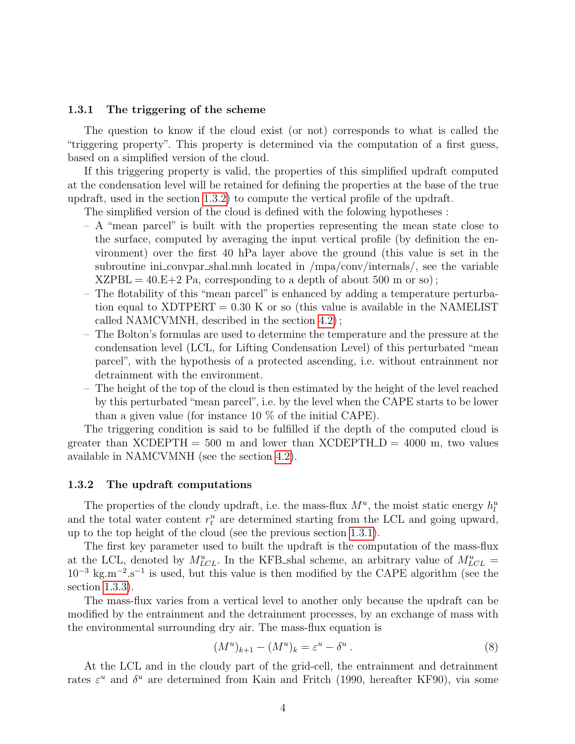### 1.3.1 The triggering of the scheme

The question to know if the cloud exist (or not) corresponds to what is called the "triggering property". This property is determined via the computation of a first guess, based on a simplified version of the cloud.

If this triggering property is valid, the properties of this simplified updraft computed at the condensation level will be retained for defining the properties at the base of the true updraft, used in the section 1.3.2) to compute the vertical profile of the updraft.

The simplified version of the cloud is defined with the folowing hypotheses :

- A "mean parcel" is built with the properties representing the mean state close to the surface, computed by averaging the input vertical profile (by definition the environment) over the first 40 hPa layer above the ground (this value is set in the subroutine ini_convpar_shal.mnh located in /mpa/conv/internals/, see the variable XZPBL = 40.E+2 Pa, corresponding to a depth of about 500 m or so) ;
- The flotability of this "mean parcel" is enhanced by adding a temperature perturbation equal to XDTPERT = 0.30 K or so (this value is available in the NAMELIST called NAMCVMNH, described in the section 4.2) ;
- The Bolton's formulas are used to determine the temperature and the pressure at the condensation level (LCL, for Lifting Condensation Level) of this perturbated "mean parcel", with the hypothesis of a protected ascending, i.e. without entrainment nor detrainment with the environment.
- The height of the top of the cloud is then estimated by the height of the level reached by this perturbated "mean parcel", i.e. by the level when the CAPE starts to be lower than a given value (for instance 10 % of the initial CAPE).

The triggering condition is said to be fulfilled if the depth of the computed cloud is greater than XCDEPTH = 500 m and lower than XCDEPTH_D = 4000 m, two values available in NAMCVMNH (see the section 4.2).

### 1.3.2 The updraft computations

The properties of the cloudy updraft, i.e. the mass-flux $M^u$, the moist static energy $h_l^u$ and the total water content $r_t^u$ are determined starting from the LCL and going upward, up to the top height of the cloud (see the previous section 1.3.1).

The first key parameter used to built the updraft is the computation of the mass-flux at the LCL, denoted by $M^u_{LCL}$. In the KFB_shal scheme, an arbitrary value of $M^u_{LCL} = 10^{-3}$ kg.m$^{-2}$.s$^{-1}$ is used, but this value is then modified by the CAPE algorithm (see the section 1.3.3).

The mass-flux varies from a vertical level to another only because the updraft can be modified by the entrainment and the detrainment processes, by an exchange of mass with the environmental surrounding dry air. The mass-flux equation is

$$(M^u)_{k+1} - (M^u)_k = \varepsilon^u - \delta^u \,. \tag{8}$$

At the LCL and in the cloudy part of the grid-cell, the entrainment and detrainment rates $\varepsilon^u$ and $\delta^u$ are determined from Kain and Fritch (1990, hereafter KF90), via some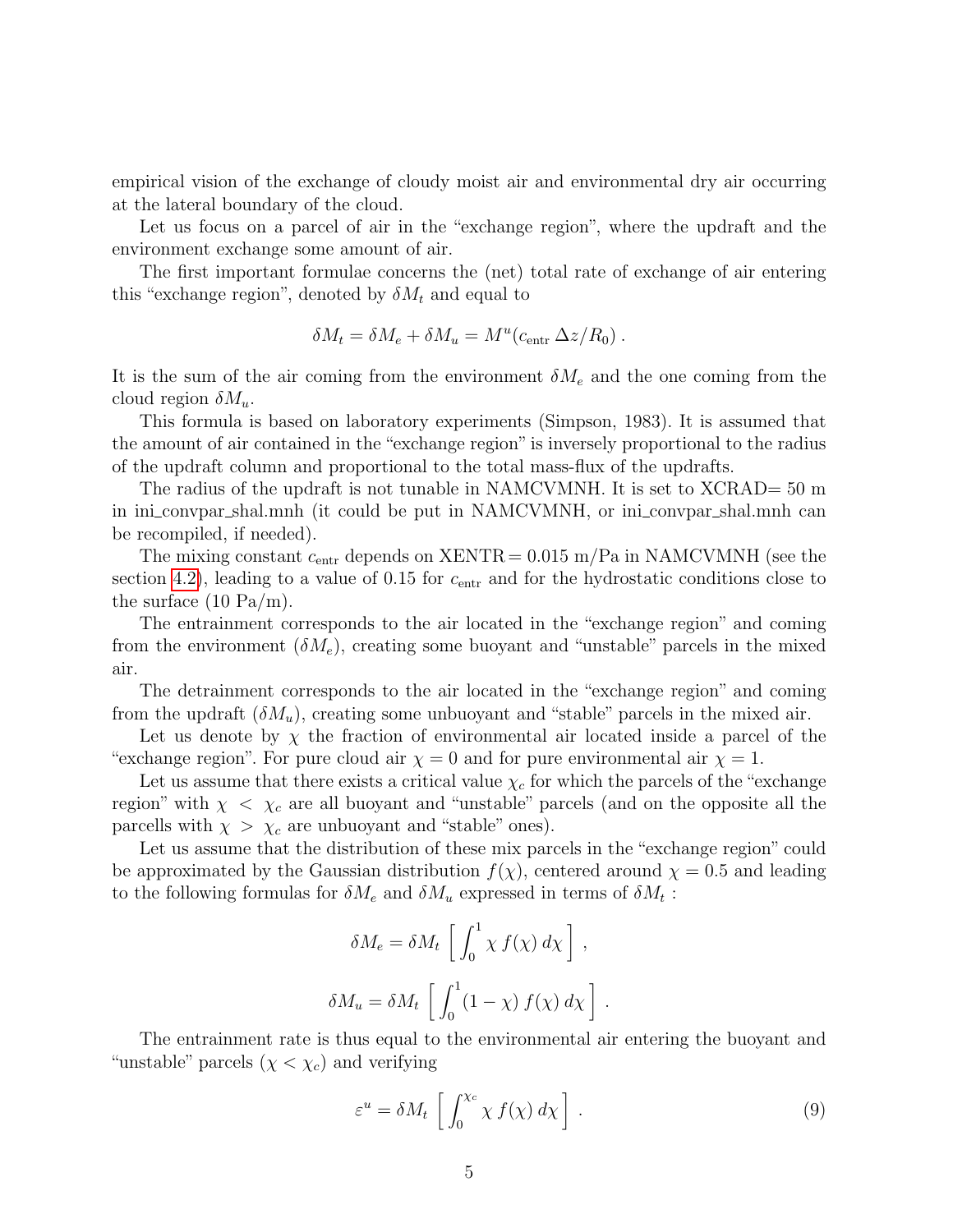empirical vision of the exchange of cloudy moist air and environmental dry air occurring at the lateral boundary of the cloud.

Let us focus on a parcel of air in the "exchange region", where the updraft and the environment exchange some amount of air.

The first important formulae concerns the (net) total rate of exchange of air entering this "exchange region", denoted by $\delta M_t$ and equal to

$$\delta M_t = \delta M_e + \delta M_u = M^u (c_{\text{entr}}\, \Delta z / R_0) \, .$$

It is the sum of the air coming from the environment $\delta M_e$ and the one coming from the cloud region $\delta M_u$.

This formula is based on laboratory experiments (Simpson, 1983). It is assumed that the amount of air contained in the "exchange region" is inversely proportional to the radius of the updraft column and proportional to the total mass-flux of the updrafts.

The radius of the updraft is not tunable in NAMCVMNH. It is set to XCRAD= 50 m in ini_convpar_shal.mnh (it could be put in NAMCVMNH, or ini_convpar_shal.mnh can be recompiled, if needed).

The mixing constant $c_{\text{entr}}$ depends on XENTR = 0.015 m/Pa in NAMCVMNH (see the section 4.2), leading to a value of 0.15 for $c_{\text{entr}}$ and for the hydrostatic conditions close to the surface (10 Pa/m).

The entrainment corresponds to the air located in the "exchange region" and coming from the environment ($\delta M_e$), creating some buoyant and "unstable" parcels in the mixed air.

The detrainment corresponds to the air located in the "exchange region" and coming from the updraft ($\delta M_u$), creating some unbuoyant and "stable" parcels in the mixed air.

Let us denote by $\chi$ the fraction of environmental air located inside a parcel of the "exchange region". For pure cloud air $\chi = 0$ and for pure environmental air $\chi = 1$.

Let us assume that there exists a critical value $\chi_c$ for which the parcels of the "exchange region" with $\chi < \chi_c$ are all buoyant and "unstable" parcels (and on the opposite all the parcells with $\chi > \chi_c$ are unbuoyant and "stable" ones).

Let us assume that the distribution of these mix parcels in the "exchange region" could be approximated by the Gaussian distribution $f(\chi)$, centered around $\chi = 0.5$ and leading to the following formulas for $\delta M_e$ and $\delta M_u$ expressed in terms of $\delta M_t$ :

$$\delta M_e = \delta M_t \left[ \int_0^1 \chi \, f(\chi) \, d\chi \right] ,$$

$$\delta M_u = \delta M_t \left[ \int_0^1 (1 - \chi) \, f(\chi) \, d\chi \right] .$$

The entrainment rate is thus equal to the environmental air entering the buoyant and "unstable" parcels ($\chi < \chi_c$) and verifying

$$\varepsilon^u = \delta M_t \left[ \int_0^{\chi_c} \chi \, f(\chi) \, d\chi \right] . \tag{9}$$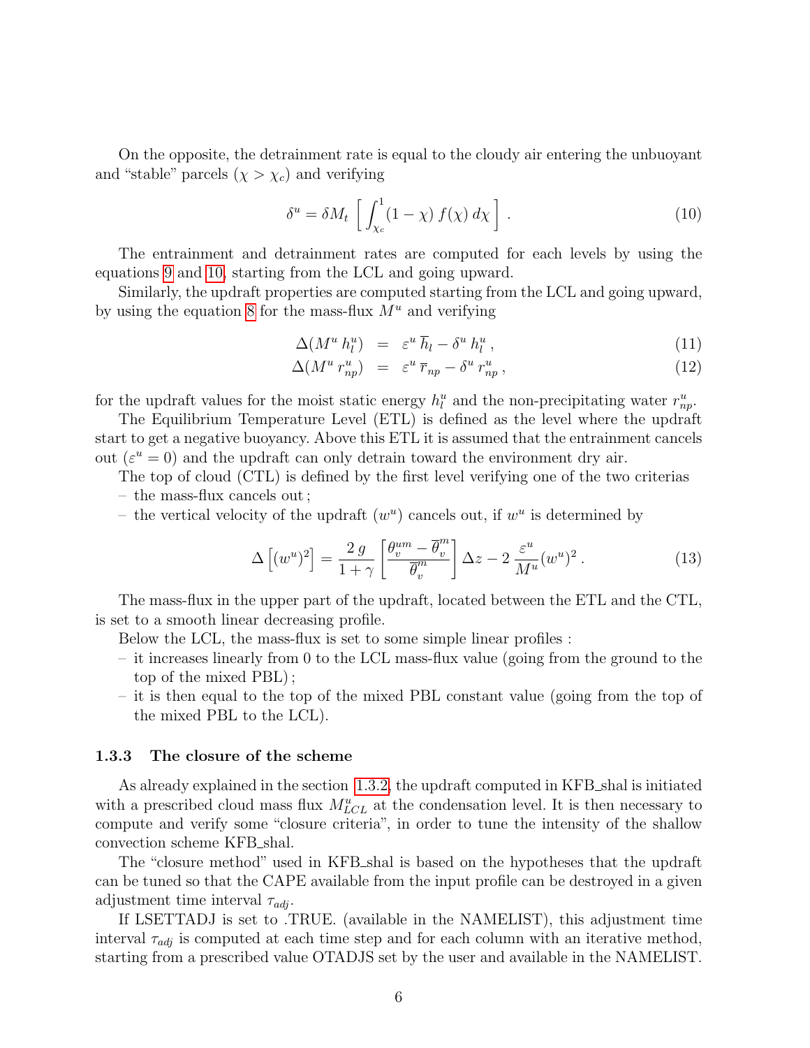On the opposite, the detrainment rate is equal to the cloudy air entering the unbuoyant and "stable" parcels ($\chi > \chi_c$) and verifying

$$\delta^u = \delta M_t \left[ \int_{\chi_c}^{1} (1-\chi)\, f(\chi)\, d\chi \right] . \tag{10}$$

The entrainment and detrainment rates are computed for each levels by using the equations 9 and 10, starting from the LCL and going upward.

Similarly, the updraft properties are computed starting from the LCL and going upward, by using the equation 8 for the mass-flux $M^u$ and verifying

$$\Delta(M^u\, h_l^u) = \varepsilon^u\, \overline{h}_l - \delta^u\, h_l^u \,, \tag{11}$$

$$\Delta(M^u\, r_{np}^u) = \varepsilon^u\, \overline{r}_{np} - \delta^u\, r_{np}^u \,, \tag{12}$$

for the updraft values for the moist static energy $h_l^u$ and the non-precipitating water $r_{np}^u$.

The Equilibrium Temperature Level (ETL) is defined as the level where the updraft start to get a negative buoyancy. Above this ETL it is assumed that the entrainment cancels out ($\varepsilon^u = 0$) and the updraft can only detrain toward the environment dry air.

The top of cloud (CTL) is defined by the first level verifying one of the two criterias

- the mass-flux cancels out ;
- the vertical velocity of the updraft ($w^u$) cancels out, if $w^u$ is determined by

$$\Delta\left[(w^u)^2\right] = \frac{2\, g}{1+\gamma} \left[ \frac{\theta_v^{um} - \overline{\theta}_v^{m}}{\overline{\theta}_v^{m}} \right] \Delta z - 2\, \frac{\varepsilon^u}{M^u} (w^u)^2 \,. \tag{13}$$

The mass-flux in the upper part of the updraft, located between the ETL and the CTL, is set to a smooth linear decreasing profile.

Below the LCL, the mass-flux is set to some simple linear profiles :

- it increases linearly from 0 to the LCL mass-flux value (going from the ground to the top of the mixed PBL) ;
- it is then equal to the top of the mixed PBL constant value (going from the top of the mixed PBL to the LCL).

### 1.3.3 The closure of the scheme

As already explained in the section 1.3.2, the updraft computed in KFB_shal is initiated with a prescribed cloud mass flux $M_{LCL}^u$ at the condensation level. It is then necessary to compute and verify some "closure criteria", in order to tune the intensity of the shallow convection scheme KFB_shal.

The "closure method" used in KFB_shal is based on the hypotheses that the updraft can be tuned so that the CAPE available from the input profile can be destroyed in a given adjustment time interval $\tau_{adj}$.

If LSETTADJ is set to .TRUE. (available in the NAMELIST), this adjustment time interval $\tau_{adj}$ is computed at each time step and for each column with an iterative method, starting from a prescribed value OTADJS set by the user and available in the NAMELIST.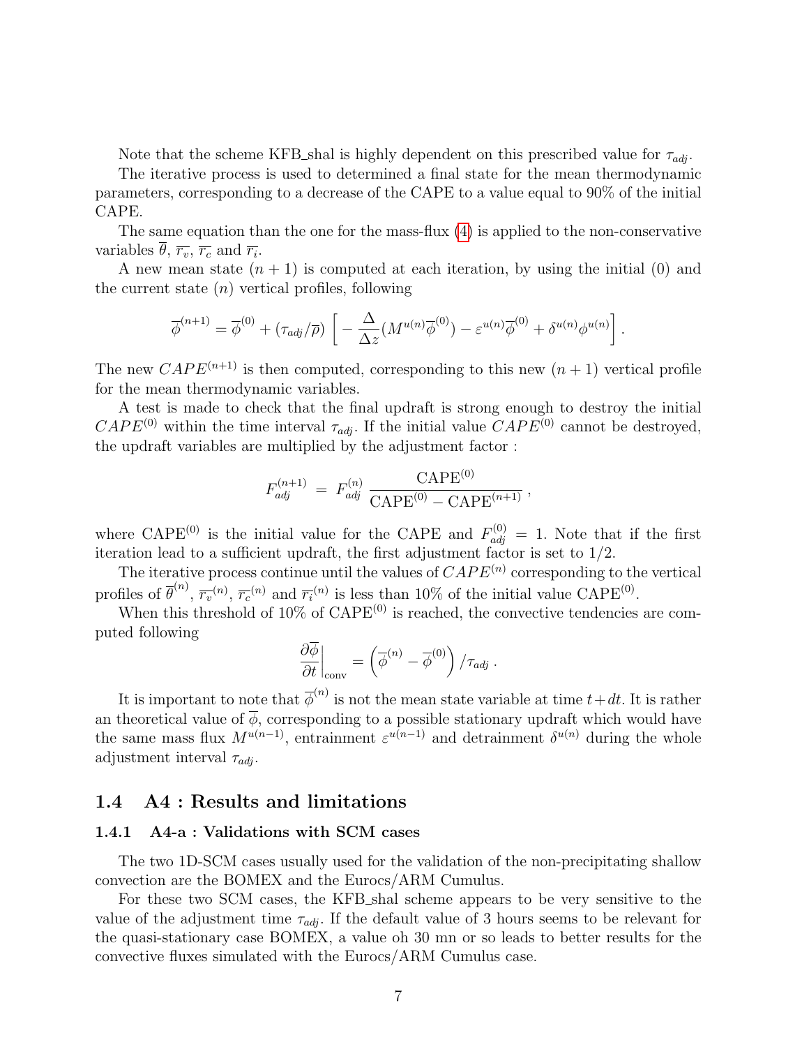Note that the scheme KFB_shal is highly dependent on this prescribed value for $\tau_{adj}$.

The iterative process is used to determined a final state for the mean thermodynamic parameters, corresponding to a decrease of the CAPE to a value equal to 90% of the initial CAPE.

The same equation than the one for the mass-flux (4) is applied to the non-conservative variables $\overline{\theta}$, $\overline{r_v}$, $\overline{r_c}$ and $\overline{r_i}$.

A new mean state $(n+1)$ is computed at each iteration, by using the initial (0) and the current state $(n)$ vertical profiles, following

$$\overline{\phi}^{(n+1)} = \overline{\phi}^{(0)} + (\tau_{adj}/\overline{\rho}) \left[ -\frac{\Delta}{\Delta z}(M^{u(n)}\overline{\phi}^{(0)}) - \varepsilon^{u(n)}\overline{\phi}^{(0)} + \delta^{u(n)}\phi^{u(n)} \right] .$$

The new $CAPE^{(n+1)}$ is then computed, corresponding to this new $(n+1)$ vertical profile for the mean thermodynamic variables.

A test is made to check that the final updraft is strong enough to destroy the initial $CAPE^{(0)}$ within the time interval $\tau_{adj}$. If the initial value $CAPE^{(0)}$ cannot be destroyed, the updraft variables are multiplied by the adjustment factor :

$$F_{adj}^{(n+1)} \; = \; F_{adj}^{(n)} \, \frac{\text{CAPE}^{(0)}}{\text{CAPE}^{(0)} - \text{CAPE}^{(n+1)}} \; ,$$

where $\text{CAPE}^{(0)}$ is the initial value for the CAPE and $F_{adj}^{(0)} = 1$. Note that if the first iteration lead to a sufficient updraft, the first adjustment factor is set to 1/2.

The iterative process continue until the values of $CAPE^{(n)}$ corresponding to the vertical profiles of $\overline{\theta}^{(n)}$, $\overline{r_v}^{(n)}$, $\overline{r_c}^{(n)}$ and $\overline{r_i}^{(n)}$ is less than 10% of the initial value $\text{CAPE}^{(0)}$.

When this threshold of 10% of $\text{CAPE}^{(0)}$ is reached, the convective tendencies are computed following

$$\left.\frac{\partial \overline{\phi}}{\partial t}\right|_{\text{conv}} = \left( \overline{\phi}^{(n)} - \overline{\phi}^{(0)} \right) / \tau_{adj} \; .$$

It is important to note that $\overline{\phi}^{(n)}$ is not the mean state variable at time $t+dt$. It is rather an theoretical value of $\overline{\phi}$, corresponding to a possible stationary updraft which would have the same mass flux $M^{u(n-1)}$, entrainment $\varepsilon^{u(n-1)}$ and detrainment $\delta^{u(n)}$ during the whole adjustment interval $\tau_{adj}$.

## 1.4 A4 : Results and limitations

### 1.4.1 A4-a : Validations with SCM cases

The two 1D-SCM cases usually used for the validation of the non-precipitating shallow convection are the BOMEX and the Eurocs/ARM Cumulus.

For these two SCM cases, the KFB_shal scheme appears to be very sensitive to the value of the adjustment time $\tau_{adj}$. If the default value of 3 hours seems to be relevant for the quasi-stationary case BOMEX, a value oh 30 mn or so leads to better results for the convective fluxes simulated with the Eurocs/ARM Cumulus case.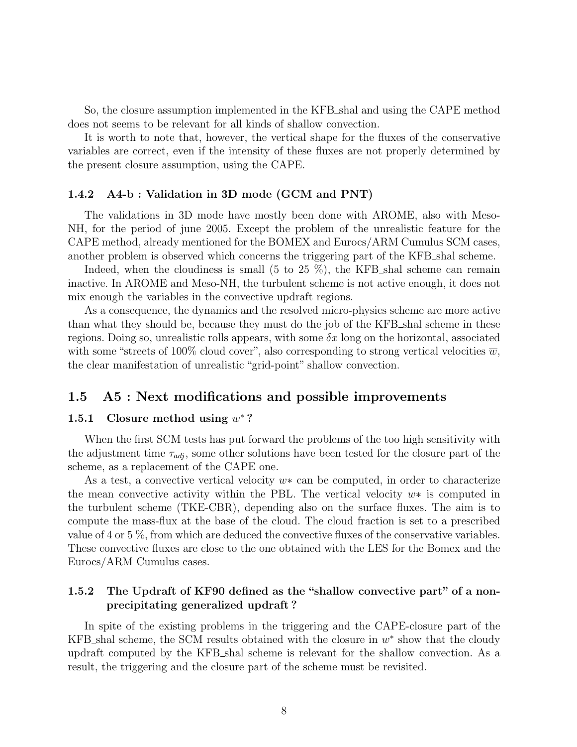So, the closure assumption implemented in the KFB_shal and using the CAPE method does not seems to be relevant for all kinds of shallow convection.

It is worth to note that, however, the vertical shape for the fluxes of the conservative variables are correct, even if the intensity of these fluxes are not properly determined by the present closure assumption, using the CAPE.

### 1.4.2 A4-b : Validation in 3D mode (GCM and PNT)

The validations in 3D mode have mostly been done with AROME, also with Meso-NH, for the period of june 2005. Except the problem of the unrealistic feature for the CAPE method, already mentioned for the BOMEX and Eurocs/ARM Cumulus SCM cases, another problem is observed which concerns the triggering part of the KFB_shal scheme.

Indeed, when the cloudiness is small (5 to 25 %), the KFB_shal scheme can remain inactive. In AROME and Meso-NH, the turbulent scheme is not active enough, it does not mix enough the variables in the convective updraft regions.

As a consequence, the dynamics and the resolved micro-physics scheme are more active than what they should be, because they must do the job of the KFB_shal scheme in these regions. Doing so, unrealistic rolls appears, with some $\delta x$ long on the horizontal, associated with some "streets of 100% cloud cover", also corresponding to strong vertical velocities $\overline{w}$, the clear manifestation of unrealistic "grid-point" shallow convection.

## 1.5 A5 : Next modifications and possible improvements

### 1.5.1 Closure method using $w^*$ ?

When the first SCM tests has put forward the problems of the too high sensitivity with the adjustment time $\tau_{adj}$, some other solutions have been tested for the closure part of the scheme, as a replacement of the CAPE one.

As a test, a convective vertical velocity $w*$ can be computed, in order to characterize the mean convective activity within the PBL. The vertical velocity $w*$ is computed in the turbulent scheme (TKE-CBR), depending also on the surface fluxes. The aim is to compute the mass-flux at the base of the cloud. The cloud fraction is set to a prescribed value of 4 or 5 %, from which are deduced the convective fluxes of the conservative variables. These convective fluxes are close to the one obtained with the LES for the Bomex and the Eurocs/ARM Cumulus cases.

### 1.5.2 The Updraft of KF90 defined as the "shallow convective part" of a non-precipitating generalized updraft ?

In spite of the existing problems in the triggering and the CAPE-closure part of the KFB_shal scheme, the SCM results obtained with the closure in $w^*$ show that the cloudy updraft computed by the KFB_shal scheme is relevant for the shallow convection. As a result, the triggering and the closure part of the scheme must be revisited.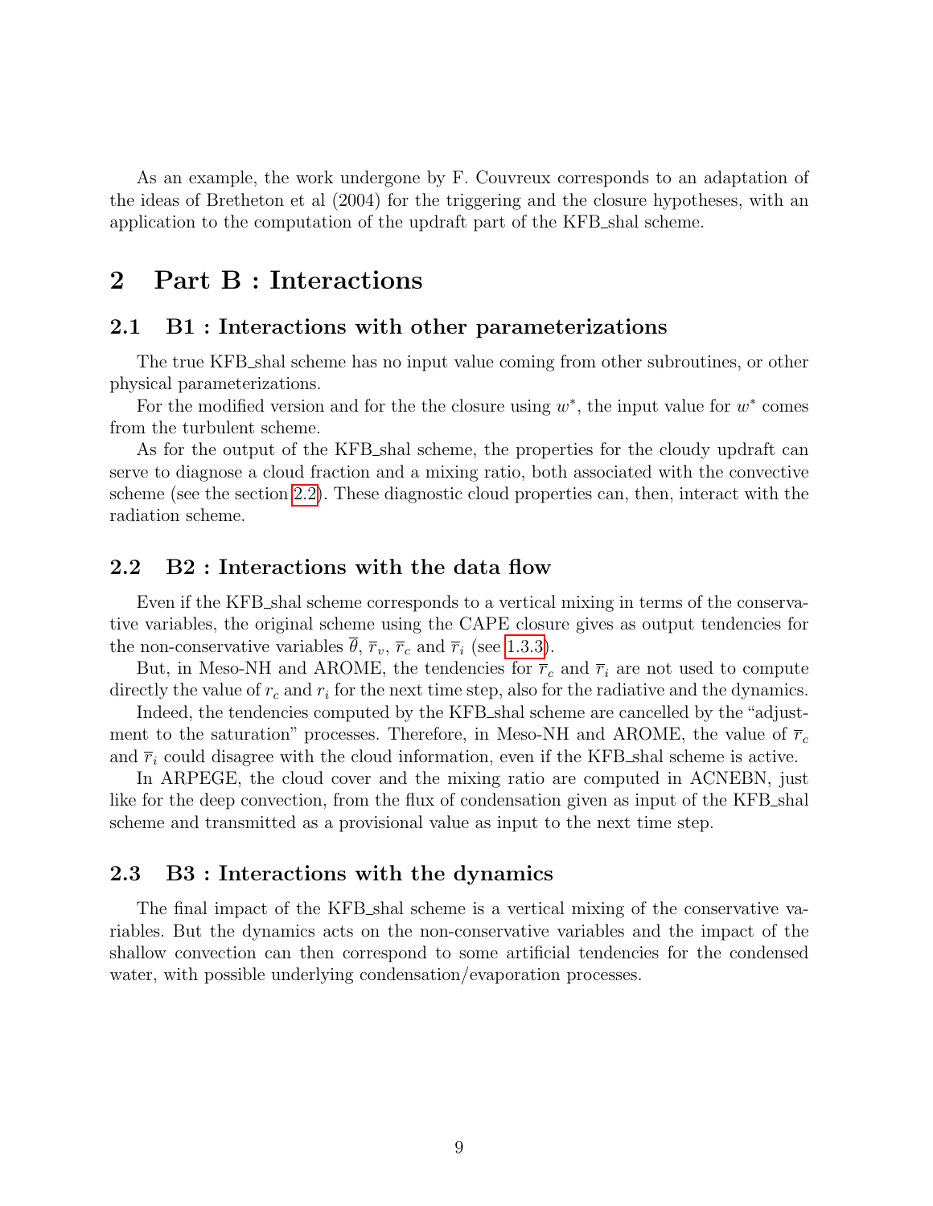As an example, the work undergone by F. Couvreux corresponds to an adaptation of the ideas of Bretheton et al (2004) for the triggering and the closure hypotheses, with an application to the computation of the updraft part of the KFB_shal scheme.

# 2 Part B : Interactions

## 2.1 B1 : Interactions with other parameterizations

The true KFB_shal scheme has no input value coming from other subroutines, or other physical parameterizations.

For the modified version and for the the closure using $w^*$, the input value for $w^*$ comes from the turbulent scheme.

As for the output of the KFB_shal scheme, the properties for the cloudy updraft can serve to diagnose a cloud fraction and a mixing ratio, both associated with the convective scheme (see the section 2.2). These diagnostic cloud properties can, then, interact with the radiation scheme.

## 2.2 B2 : Interactions with the data flow

Even if the KFB_shal scheme corresponds to a vertical mixing in terms of the conservative variables, the original scheme using the CAPE closure gives as output tendencies for the non-conservative variables $\overline{\theta}$, $\overline{r}_v$, $\overline{r}_c$ and $\overline{r}_i$ (see 1.3.3).

But, in Meso-NH and AROME, the tendencies for $\overline{r}_c$ and $\overline{r}_i$ are not used to compute directly the value of $r_c$ and $r_i$ for the next time step, also for the radiative and the dynamics.

Indeed, the tendencies computed by the KFB_shal scheme are cancelled by the "adjustment to the saturation" processes. Therefore, in Meso-NH and AROME, the value of $\overline{r}_c$ and $\overline{r}_i$ could disagree with the cloud information, even if the KFB_shal scheme is active.

In ARPEGE, the cloud cover and the mixing ratio are computed in ACNEBN, just like for the deep convection, from the flux of condensation given as input of the KFB_shal scheme and transmitted as a provisional value as input to the next time step.

## 2.3 B3 : Interactions with the dynamics

The final impact of the KFB_shal scheme is a vertical mixing of the conservative variables. But the dynamics acts on the non-conservative variables and the impact of the shallow convection can then correspond to some artificial tendencies for the condensed water, with possible underlying condensation/evaporation processes.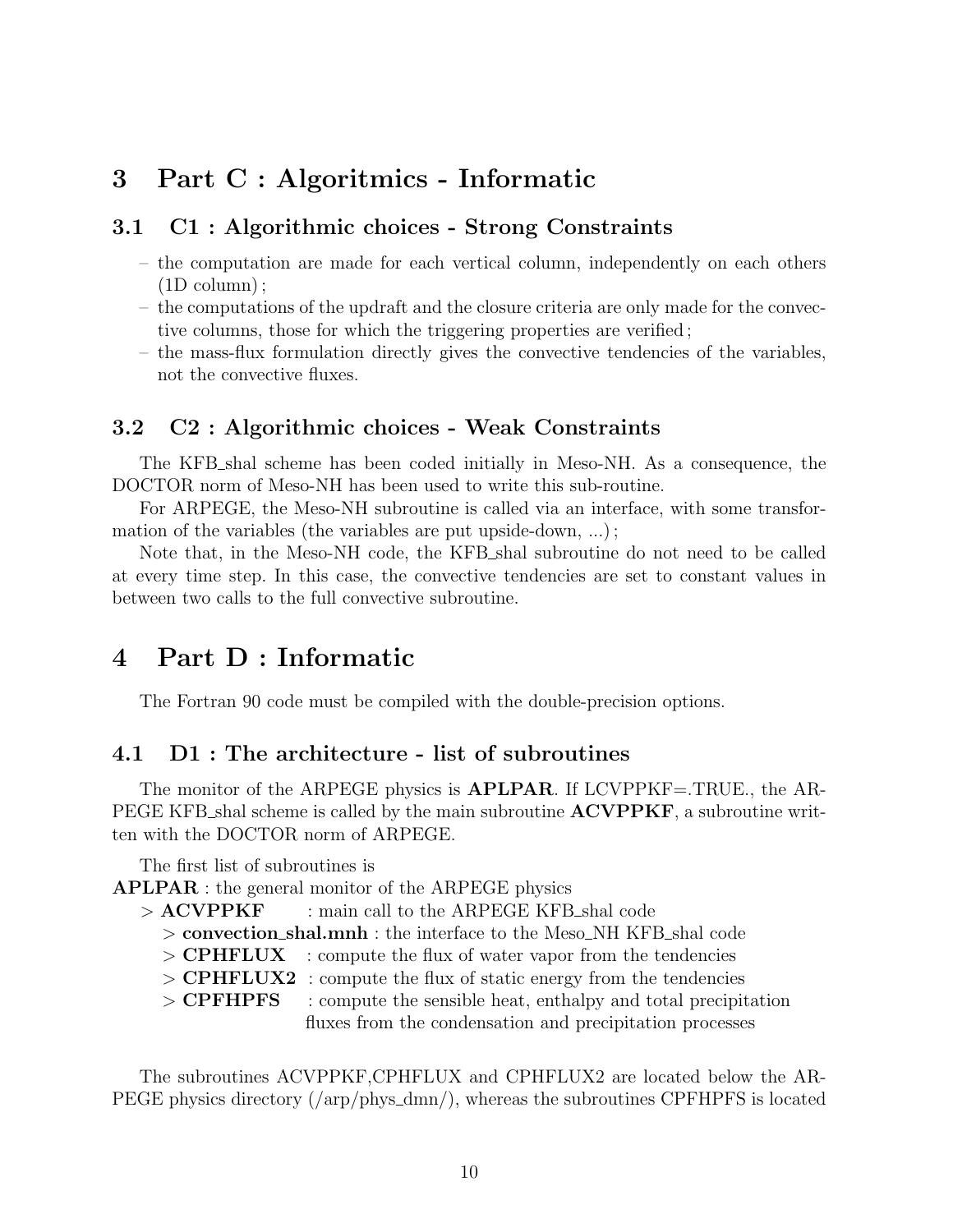# 3 Part C : Algoritmics - Informatic

## 3.1 C1 : Algorithmic choices - Strong Constraints

- the computation are made for each vertical column, independently on each others (1D column) ;
- the computations of the updraft and the closure criteria are only made for the convective columns, those for which the triggering properties are verified ;
- the mass-flux formulation directly gives the convective tendencies of the variables, not the convective fluxes.

## 3.2 C2 : Algorithmic choices - Weak Constraints

The KFB_shal scheme has been coded initially in Meso-NH. As a consequence, the DOCTOR norm of Meso-NH has been used to write this sub-routine.

For ARPEGE, the Meso-NH subroutine is called via an interface, with some transformation of the variables (the variables are put upside-down, ...) ;

Note that, in the Meso-NH code, the KFB_shal subroutine do not need to be called at every time step. In this case, the convective tendencies are set to constant values in between two calls to the full convective subroutine.

# 4 Part D : Informatic

The Fortran 90 code must be compiled with the double-precision options.

## 4.1 D1 : The architecture - list of subroutines

The monitor of the ARPEGE physics is **APLPAR**. If LCVPPKF=.TRUE., the ARPEGE KFB_shal scheme is called by the main subroutine **ACVPPKF**, a subroutine written with the DOCTOR norm of ARPEGE.

The first list of subroutines is

**APLPAR** : the general monitor of the ARPEGE physics
- > **ACVPPKF** : main call to the ARPEGE KFB_shal code
  - > **convection_shal.mnh** : the interface to the Meso_NH KFB_shal code
  - > **CPHFLUX** : compute the flux of water vapor from the tendencies
  - > **CPHFLUX2** : compute the flux of static energy from the tendencies
  - > **CPFHPFS** : compute the sensible heat, enthalpy and total precipitation fluxes from the condensation and precipitation processes

The subroutines ACVPPKF,CPHFLUX and CPHFLUX2 are located below the ARPEGE physics directory (/arp/phys_dmn/), whereas the subroutines CPFHPFS is located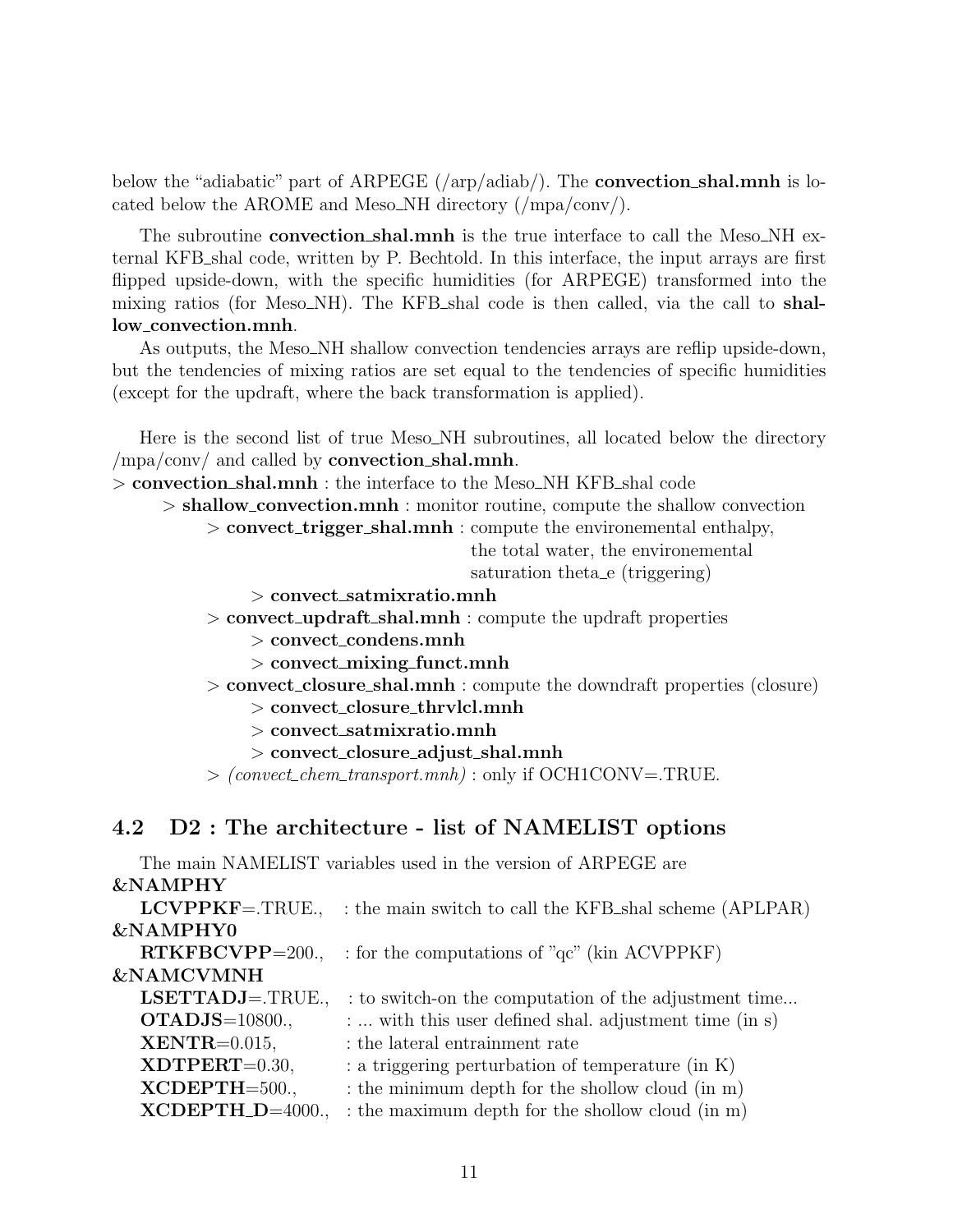below the “adiabatic” part of ARPEGE (/arp/adiab/). The **convection_shal.mnh** is located below the AROME and Meso_NH directory (/mpa/conv/).

The subroutine **convection_shal.mnh** is the true interface to call the Meso_NH external KFB_shal code, written by P. Bechtold. In this interface, the input arrays are first flipped upside-down, with the specific humidities (for ARPEGE) transformed into the mixing ratios (for Meso_NH). The KFB_shal code is then called, via the call to **shallow_convection.mnh**.
As outputs, the Meso_NH shallow convection tendencies arrays are reflip upside-down, but the tendencies of mixing ratios are set equal to the tendencies of specific humidities (except for the updraft, where the back transformation is applied).

Here is the second list of true Meso_NH subroutines, all located below the directory /mpa/conv/ and called by **convection_shal.mnh**.

\> **convection_shal.mnh** : the interface to the Meso_NH KFB_shal code
- \> **shallow_convection.mnh** : monitor routine, compute the shallow convection
  - \> **convect_trigger_shal.mnh** : compute the environemental enthalpy, the total water, the environemental saturation theta_e (triggering)
    - \> **convect_satmixratio.mnh**
  - \> **convect_updraft_shal.mnh** : compute the updraft properties
    - \> **convect_condens.mnh**
    - \> **convect_mixing_funct.mnh**
  - \> **convect_closure_shal.mnh** : compute the downdraft properties (closure)
    - \> **convect_closure_thrvlcl.mnh**
    - \> **convect_satmixratio.mnh**
    - \> **convect_closure_adjust_shal.mnh**
  - \> *(convect_chem_transport.mnh)* : only if OCH1CONV=.TRUE.

## 4.2 D2 : The architecture - list of NAMELIST options

The main NAMELIST variables used in the version of ARPEGE are

**&NAMPHY**
- **LCVPPKF**=.TRUE., : the main switch to call the KFB_shal scheme (APLPAR)

**&NAMPHY0**
- **RTKFBCVPP**=200., : for the computations of ”qc” (kin ACVPPKF)

**&NAMCVMNH**
- **LSETTADJ**=.TRUE., : to switch-on the computation of the adjustment time...
- **OTADJS**=10800., : ... with this user defined shal. adjustment time (in s)
- **XENTR**=0.015, : the lateral entrainment rate
- **XDTPERT**=0.30, : a triggering perturbation of temperature (in K)
- **XCDEPTH**=500., : the minimum depth for the shollow cloud (in m)
- **XCDEPTH_D**=4000., : the maximum depth for the shollow cloud (in m)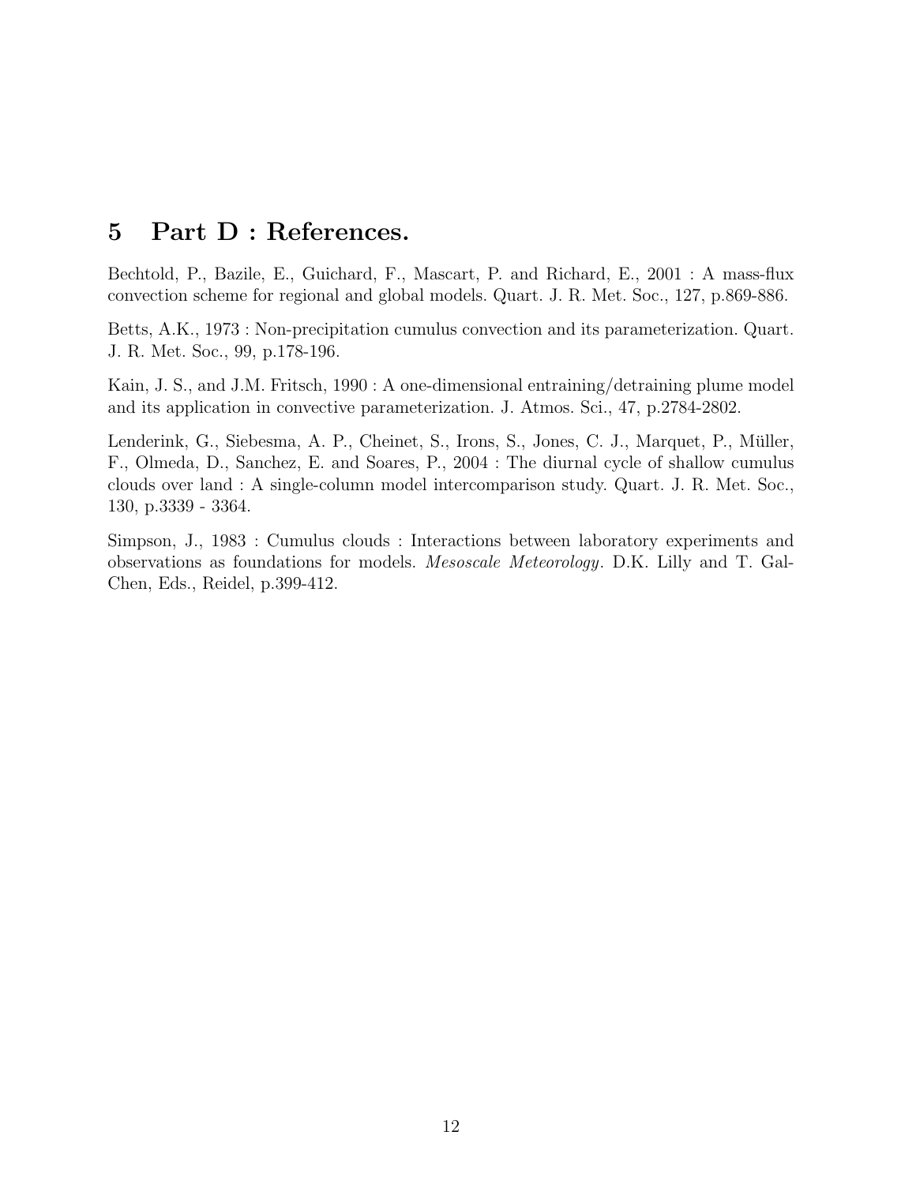# 5 Part D : References.

Bechtold, P., Bazile, E., Guichard, F., Mascart, P. and Richard, E., 2001 : A mass-flux convection scheme for regional and global models. Quart. J. R. Met. Soc., 127, p.869-886.

Betts, A.K., 1973 : Non-precipitation cumulus convection and its parameterization. Quart. J. R. Met. Soc., 99, p.178-196.

Kain, J. S., and J.M. Fritsch, 1990 : A one-dimensional entraining/detraining plume model and its application in convective parameterization. J. Atmos. Sci., 47, p.2784-2802.

Lenderink, G., Siebesma, A. P., Cheinet, S., Irons, S., Jones, C. J., Marquet, P., Müller, F., Olmeda, D., Sanchez, E. and Soares, P., 2004 : The diurnal cycle of shallow cumulus clouds over land : A single-column model intercomparison study. Quart. J. R. Met. Soc., 130, p.3339 - 3364.

Simpson, J., 1983 : Cumulus clouds : Interactions between laboratory experiments and observations as foundations for models. *Mesoscale Meteorology*. D.K. Lilly and T. Gal-Chen, Eds., Reidel, p.399-412.